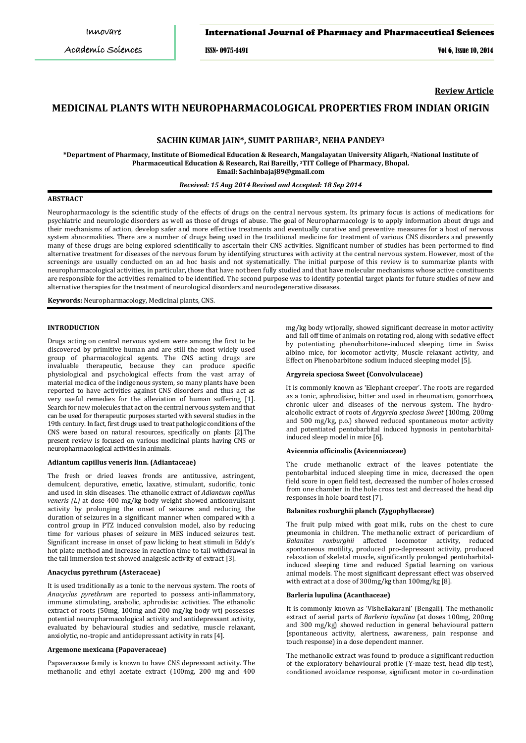**Review Article**

# MEDICINAL PLANTS WITH NEUROPHARMACOLOGICAL PROPERTIES FROM INDIAN ORIGIN

**SACHIN KUMAR JAIN*, SUMIT PARIHAR[2], NEHA PANDEY[3]**

**\*Department of Pharmacy, Institute of Biomedical Education & Research, Mangalayatan University Aligarh, [2]National Institute of Pharmaceutical Education & Research, Rai Bareilly, [3]TIT College of Pharmacy, Bhopal.**
**Email: Sachinbajaj89@gmail.com**

***Received: 15 Aug 2014 Revised and Accepted: 18 Sep 2014***

## ABSTRACT

Neuropharmacology is the scientific study of the effects of drugs on the central nervous system. Its primary focus is actions of medications for psychiatric and neurologic disorders as well as those of drugs of abuse. The goal of Neuropharmacology is to apply information about drugs and their mechanisms of action, develop safer and more effective treatments and eventually curative and preventive measures for a host of nervous system abnormalities. There are a number of drugs being used in the traditional medicine for treatment of various CNS disorders and presently many of these drugs are being explored scientifically to ascertain their CNS activities. Significant number of studies has been performed to find alternative treatment for diseases of the nervous forum by identifying structures with activity at the central nervous system. However, most of the screenings are usually conducted on an ad hoc basis and not systematically. The initial purpose of this review is to summarize plants with neuropharmacological activities, in particular, those that have not been fully studied and that have molecular mechanisms whose active constituents are responsible for the activities remained to be identified. The second purpose was to identify potential target plants for future studies of new and alternative therapies for the treatment of neurological disorders and neurodegenerative diseases.

**Keywords:** Neuropharmacology, Medicinal plants, CNS.

## INTRODUCTION

Drugs acting on central nervous system were among the first to be discovered by primitive human and are still the most widely used group of pharmacological agents. The CNS acting drugs are invaluable therapeutic, because they can produce specific physiological and psychological effects from the vast array of material medica of the indigenous system, so many plants have been reported to have activities against CNS disorders and thus act as very useful remedies for the alleviation of human suffering [1]. Search for new molecules that act on the central nervous system and that can be used for therapeutic purposes started with several studies in the 19th century. In fact, first drugs used to treat pathologic conditions of the CNS were based on natural resources, specifically on plants [2].The present review is focused on various medicinal plants having CNS or neuropharmacological activities in animals.

### Adiantum capillus veneris linn. (Adiantaceae)

The fresh or dried leaves fronds are antitussive, astringent, demulcent, depurative, emetic, laxative, stimulant, sudorific, tonic and used in skin diseases. The ethanolic extract of *Adiantum capillus veneris (L)* at dose 400 mg/kg body weight showed anticonvulsant activity by prolonging the onset of seizures and reducing the duration of seizures in a significant manner when compared with a control group in PTZ induced convulsion model, also by reducing time for various phases of seizure in MES induced seizures test. Significant increase in onset of paw licking to heat stimuli in Eddy's hot plate method and increase in reaction time to tail withdrawal in the tail immersion test showed analgesic activity of extract [3].

### Anacyclus pyrethrum (Asteraceae)

It is used traditionally as a tonic to the nervous system. The roots of *Anacyclus pyrethrum* are reported to possess anti-inflammatory, immune stimulating, anabolic, aphrodisiac activities. The ethanolic extract of roots (50mg, 100mg and 200 mg/kg body wt) possesses potential neuropharmacological activity and antidepressant activity, evaluated by behavioural studies and sedative, muscle relaxant, anxiolytic, no-tropic and antidepressant activity in rats [4].

### Argemone mexicana (Papaveraceae)

Papaveraceae family is known to have CNS depressant activity. The methanolic and ethyl acetate extract (100mg, 200 mg and 400 mg/kg body wt)orally, showed significant decrease in motor activity and fall off time of animals on rotating rod, along with sedative effect by potentiating phenobarbitone-induced sleeping time in Swiss albino mice, for locomotor activity, Muscle relaxant activity, and Effect on Phenobarbitone sodium induced sleeping model [5].

### Argyreia speciosa Sweet (Convolvulaceae)

It is commonly known as 'Elephant creeper'. The roots are regarded as a tonic, aphrodisiac, bitter and used in rheumatism, gonorrhoea, chronic ulcer and diseases of the nervous system. The hydro-alcoholic extract of roots of *Argyreia speciosa Sweet* (100mg, 200mg and 500 mg/kg, p.o.) showed reduced spontaneous motor activity and potentiated pentobarbital induced hypnosis in pentobarbital-induced sleep model in mice [6].

### Avicennia officinalis (Avicenniaceae)

The crude methanolic extract of the leaves potentiate the pentobarbital induced sleeping time in mice, decreased the open field score in open field test, decreased the number of holes crossed from one chamber in the hole cross test and decreased the head dip responses in hole board test [7].

### Balanites roxburghii planch (Zygophyllaceae)

The fruit pulp mixed with goat milk, rubs on the chest to cure pneumonia in children. The methanolic extract of pericardium of *Balanites roxburghii* affected locomotor activity, reduced spontaneous motility, produced pro-depressant activity, produced relaxation of skeletal muscle, significantly prolonged pentobarbital-induced sleeping time and reduced Spatial learning on various animal models. The most significant depressant effect was observed with extract at a dose of 300mg/kg than 100mg/kg [8].

### Barleria lupulina (Acanthaceae)

It is commonly known as 'Vishellakarani' (Bengali). The methanolic extract of aerial parts of *Barleria lupulina* (at doses 100mg, 200mg and 300 mg/kg) showed reduction in general behavioural pattern (spontaneous activity, alertness, awareness, pain response and touch response) in a dose dependent manner.

The methanolic extract was found to produce a significant reduction of the exploratory behavioural profile (Y-maze test, head dip test), conditioned avoidance response, significant motor in co-ordination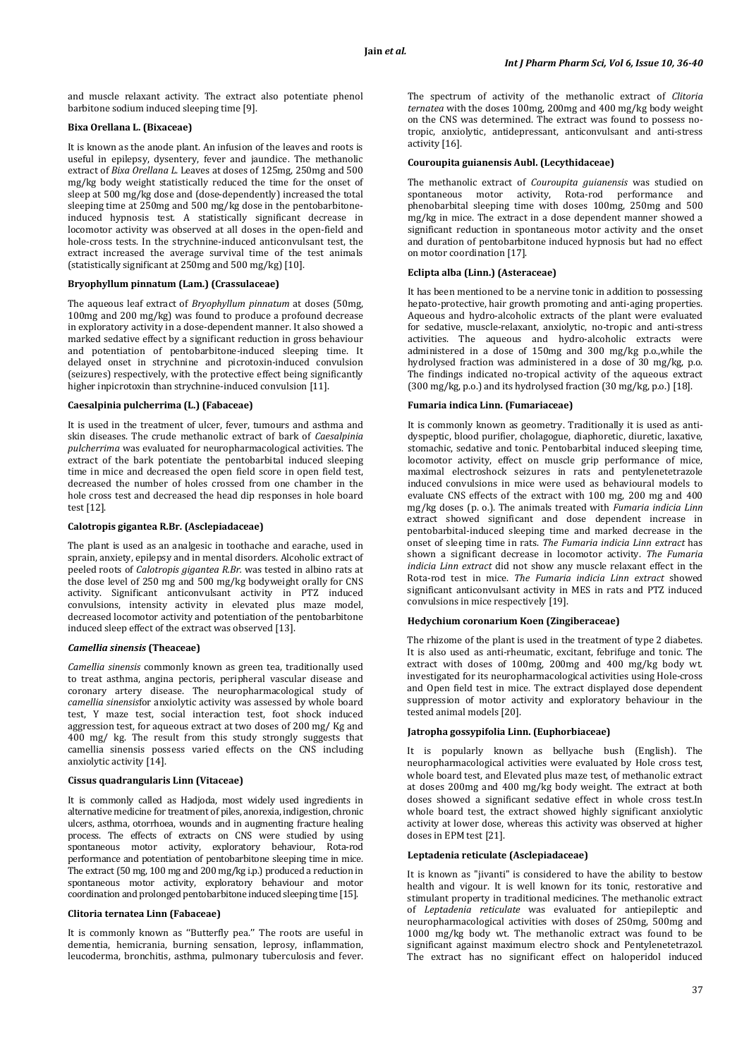and muscle relaxant activity. The extract also potentiate phenol barbitone sodium induced sleeping time [9].

### Bixa Orellana L. (Bixaceae)

It is known as the anode plant. An infusion of the leaves and roots is useful in epilepsy, dysentery, fever and jaundice. The methanolic extract of *Bixa Orellana L.* Leaves at doses of 125mg, 250mg and 500 mg/kg body weight statistically reduced the time for the onset of sleep at 500 mg/kg dose and (dose-dependently) increased the total sleeping time at 250mg and 500 mg/kg dose in the pentobarbitone-induced hypnosis test. A statistically significant decrease in locomotor activity was observed at all doses in the open-field and hole-cross tests. In the strychnine-induced anticonvulsant test, the extract increased the average survival time of the test animals (statistically significant at 250mg and 500 mg/kg) [10].

### Bryophyllum pinnatum (Lam.) (Crassulaceae)

The aqueous leaf extract of *Bryophyllum pinnatum* at doses (50mg, 100mg and 200 mg/kg) was found to produce a profound decrease in exploratory activity in a dose-dependent manner. It also showed a marked sedative effect by a significant reduction in gross behaviour and potentiation of pentobarbitone-induced sleeping time. It delayed onset in strychnine and picrotoxin-induced convulsion (seizures) respectively, with the protective effect being significantly higher inpicrotoxin than strychnine-induced convulsion [11].

### Caesalpinia pulcherrima (L.) (Fabaceae)

It is used in the treatment of ulcer, fever, tumours and asthma and skin diseases. The crude methanolic extract of bark of *Caesalpinia pulcherrima* was evaluated for neuropharmacological activities. The extract of the bark potentiate the pentobarbital induced sleeping time in mice and decreased the open field score in open field test, decreased the number of holes crossed from one chamber in the hole cross test and decreased the head dip responses in hole board test [12].

### Calotropis gigantea R.Br. (Asclepiadaceae)

The plant is used as an analgesic in toothache and earache, used in sprain, anxiety, epilepsy and in mental disorders. Alcoholic extract of peeled roots of *Calotropis gigantea R.Br.* was tested in albino rats at the dose level of 250 mg and 500 mg/kg bodyweight orally for CNS activity. Significant anticonvulsant activity in PTZ induced convulsions, intensity activity in elevated plus maze model, decreased locomotor activity and potentiation of the pentobarbitone induced sleep effect of the extract was observed [13].

### *Camellia sinensis* (Theaceae)

*Camellia sinensis* commonly known as green tea, traditionally used to treat asthma, angina pectoris, peripheral vascular disease and coronary artery disease. The neuropharmacological study of *camellia sinensis*for anxiolytic activity was assessed by whole board test, Y maze test, social interaction test, foot shock induced aggression test, for aqueous extract at two doses of 200 mg/ Kg and 400 mg/ kg. The result from this study strongly suggests that camellia sinensis possess varied effects on the CNS including anxiolytic activity [14].

### Cissus quadrangularis Linn (Vitaceae)

It is commonly called as Hadjoda, most widely used ingredients in alternative medicine for treatment of piles, anorexia, indigestion, chronic ulcers, asthma, otorrhoea, wounds and in augmenting fracture healing process. The effects of extracts on CNS were studied by using spontaneous motor activity, exploratory behaviour, Rota-rod performance and potentiation of pentobarbitone sleeping time in mice. The extract (50 mg, 100 mg and 200 mg/kg i.p.) produced a reduction in spontaneous motor activity, exploratory behaviour and motor coordination and prolonged pentobarbitone induced sleeping time [15].

### Clitoria ternatea Linn (Fabaceae)

It is commonly known as ''Butterfly pea.'' The roots are useful in dementia, hemicrania, burning sensation, leprosy, inflammation, leucoderma, bronchitis, asthma, pulmonary tuberculosis and fever. The spectrum of activity of the methanolic extract of *Clitoria ternatea* with the doses 100mg, 200mg and 400 mg/kg body weight on the CNS was determined. The extract was found to possess no-tropic, anxiolytic, antidepressant, anticonvulsant and anti-stress activity [16].

### Couroupita guianensis Aubl. (Lecythidaceae)

The methanolic extract of *Couroupita guianensis* was studied on spontaneous motor activity, Rota-rod performance and phenobarbital sleeping time with doses 100mg, 250mg and 500 mg/kg in mice. The extract in a dose dependent manner showed a significant reduction in spontaneous motor activity and the onset and duration of pentobarbitone induced hypnosis but had no effect on motor coordination [17].

### Eclipta alba (Linn.) (Asteraceae)

It has been mentioned to be a nervine tonic in addition to possessing hepato-protective, hair growth promoting and anti-aging properties. Aqueous and hydro-alcoholic extracts of the plant were evaluated for sedative, muscle-relaxant, anxiolytic, no-tropic and anti-stress activities. The aqueous and hydro-alcoholic extracts were administered in a dose of 150mg and 300 mg/kg p.o.,while the hydrolysed fraction was administered in a dose of 30 mg/kg, p.o. The findings indicated no-tropical activity of the aqueous extract (300 mg/kg, p.o.) and its hydrolysed fraction (30 mg/kg, p.o.) [18].

### Fumaria indica Linn. (Fumariaceae)

It is commonly known as geometry. Traditionally it is used as anti-dyspeptic, blood purifier, cholagogue, diaphoretic, diuretic, laxative, stomachic, sedative and tonic. Pentobarbital induced sleeping time, locomotor activity, effect on muscle grip performance of mice, maximal electroshock seizures in rats and pentylenetetrazole induced convulsions in mice were used as behavioural models to evaluate CNS effects of the extract with 100 mg, 200 mg and 400 mg/kg doses (p. o.). The animals treated with *Fumaria indicia Linn* extract showed significant and dose dependent increase in pentobarbital-induced sleeping time and marked decrease in the onset of sleeping time in rats. *The Fumaria indicia Linn extract* has shown a significant decrease in locomotor activity. *The Fumaria indicia Linn extract* did not show any muscle relaxant effect in the Rota-rod test in mice. *The Fumaria indicia Linn extract* showed significant anticonvulsant activity in MES in rats and PTZ induced convulsions in mice respectively [19].

### Hedychium coronarium Koen (Zingiberaceae)

The rhizome of the plant is used in the treatment of type 2 diabetes. It is also used as anti-rheumatic, excitant, febrifuge and tonic. The extract with doses of 100mg, 200mg and 400 mg/kg body wt. investigated for its neuropharmacological activities using Hole-cross and Open field test in mice. The extract displayed dose dependent suppression of motor activity and exploratory behaviour in the tested animal models [20].

### Jatropha gossypifolia Linn. (Euphorbiaceae)

It is popularly known as bellyache bush (English). The neuropharmacological activities were evaluated by Hole cross test, whole board test, and Elevated plus maze test, of methanolic extract at doses 200mg and 400 mg/kg body weight. The extract at both doses showed a significant sedative effect in whole cross test.In whole board test, the extract showed highly significant anxiolytic activity at lower dose, whereas this activity was observed at higher doses in EPM test [21].

### Leptadenia reticulate (Asclepiadaceae)

It is known as "jivanti" is considered to have the ability to bestow health and vigour. It is well known for its tonic, restorative and stimulant property in traditional medicines. The methanolic extract of *Leptadenia reticulate* was evaluated for antiepileptic and neuropharmacological activities with doses of 250mg, 500mg and 1000 mg/kg body wt. The methanolic extract was found to be significant against maximum electro shock and Pentylenetetrazol. The extract has no significant effect on haloperidol induced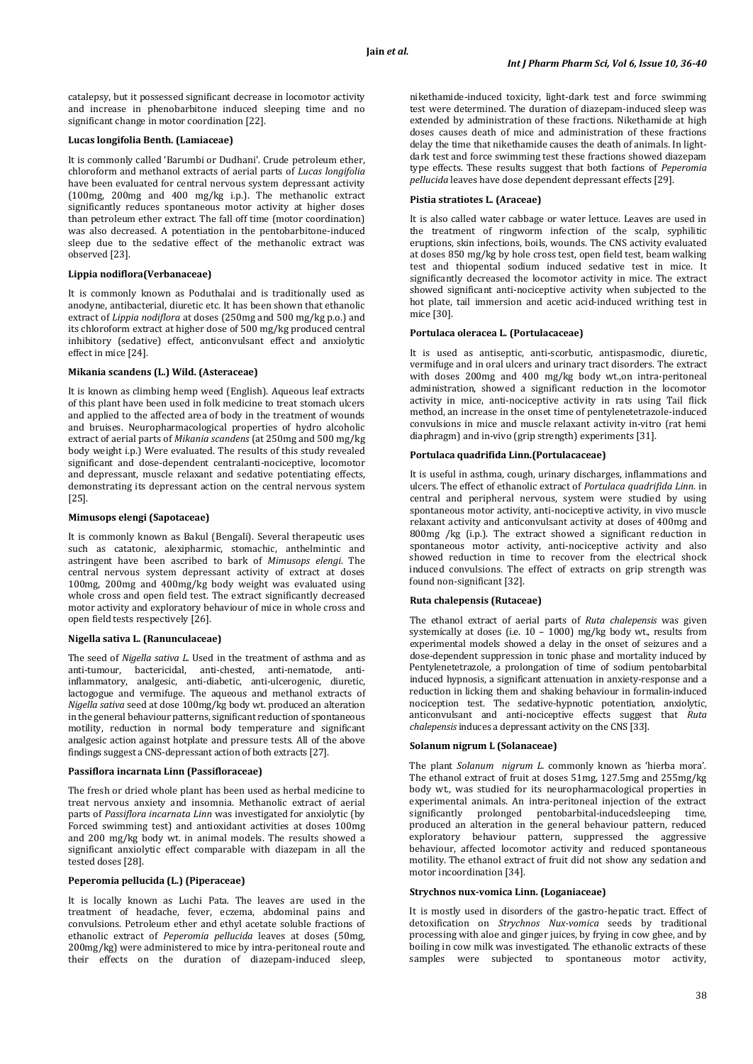catalepsy, but it possessed significant decrease in locomotor activity and increase in phenobarbitone induced sleeping time and no significant change in motor coordination [22].

### Lucas longifolia Benth. (Lamiaceae)

It is commonly called 'Barumbi or Dudhani'. Crude petroleum ether, chloroform and methanol extracts of aerial parts of *Lucas longifolia* have been evaluated for central nervous system depressant activity (100mg, 200mg and 400 mg/kg i.p.). The methanolic extract significantly reduces spontaneous motor activity at higher doses than petroleum ether extract. The fall off time (motor coordination) was also decreased. A potentiation in the pentobarbitone-induced sleep due to the sedative effect of the methanolic extract was observed [23].

### Lippia nodiflora(Verbanaceae)

It is commonly known as Poduthalai and is traditionally used as anodyne, antibacterial, diuretic etc. It has been shown that ethanolic extract of *Lippia nodiflora* at doses (250mg and 500 mg/kg p.o.) and its chloroform extract at higher dose of 500 mg/kg produced central inhibitory (sedative) effect, anticonvulsant effect and anxiolytic effect in mice [24].

### Mikania scandens (L.) Wild. (Asteraceae)

It is known as climbing hemp weed (English). Aqueous leaf extracts of this plant have been used in folk medicine to treat stomach ulcers and applied to the affected area of body in the treatment of wounds and bruises. Neuropharmacological properties of hydro alcoholic extract of aerial parts of *Mikania scandens* (at 250mg and 500 mg/kg body weight i.p.) Were evaluated. The results of this study revealed significant and dose-dependent centralanti-nociceptive, locomotor and depressant, muscle relaxant and sedative potentiating effects, demonstrating its depressant action on the central nervous system [25].

### Mimusops elengi (Sapotaceae)

It is commonly known as Bakul (Bengali). Several therapeutic uses such as catatonic, alexipharmic, stomachic, anthelmintic and astringent have been ascribed to bark of *Mimusops elengi*. The central nervous system depressant activity of extract at doses 100mg, 200mg and 400mg/kg body weight was evaluated using whole cross and open field test. The extract significantly decreased motor activity and exploratory behaviour of mice in whole cross and open field tests respectively [26].

### Nigella sativa L. (Ranunculaceae)

The seed of *Nigella sativa L*. Used in the treatment of asthma and as anti-tumour, bactericidal, anti-chested, anti-nematode, anti-inflammatory, analgesic, anti-diabetic, anti-ulcerogenic, diuretic, lactogogue and vermifuge. The aqueous and methanol extracts of *Nigella sativa* seed at dose 100mg/kg body wt. produced an alteration in the general behaviour patterns, significant reduction of spontaneous motility, reduction in normal body temperature and significant analgesic action against hotplate and pressure tests. All of the above findings suggest a CNS-depressant action of both extracts [27].

### Passiflora incarnata Linn (Passifloraceae)

The fresh or dried whole plant has been used as herbal medicine to treat nervous anxiety and insomnia. Methanolic extract of aerial parts of *Passiflora incarnata Linn* was investigated for anxiolytic (by Forced swimming test) and antioxidant activities at doses 100mg and 200 mg/kg body wt. in animal models. The results showed a significant anxiolytic effect comparable with diazepam in all the tested doses [28].

### Peperomia pellucida (L.) (Piperaceae)

It is locally known as Luchi Pata. The leaves are used in the treatment of headache, fever, eczema, abdominal pains and convulsions. Petroleum ether and ethyl acetate soluble fractions of ethanolic extract of *Peperomia pellucida* leaves at doses (50mg, 200mg/kg) were administered to mice by intra-peritoneal route and their effects on the duration of diazepam-induced sleep, nikethamide-induced toxicity, light-dark test and force swimming test were determined. The duration of diazepam-induced sleep was extended by administration of these fractions. Nikethamide at high doses causes death of mice and administration of these fractions delay the time that nikethamide causes the death of animals. In light-dark test and force swimming test these fractions showed diazepam type effects. These results suggest that both factions of *Peperomia pellucida* leaves have dose dependent depressant effects [29].

### Pistia stratiotes L. (Araceae)

It is also called water cabbage or water lettuce. Leaves are used in the treatment of ringworm infection of the scalp, syphilitic eruptions, skin infections, boils, wounds. The CNS activity evaluated at doses 850 mg/kg by hole cross test, open field test, beam walking test and thiopental sodium induced sedative test in mice. It significantly decreased the locomotor activity in mice. The extract showed significant anti-nociceptive activity when subjected to the hot plate, tail immersion and acetic acid-induced writhing test in mice [30].

### Portulaca oleracea L. (Portulacaceae)

It is used as antiseptic, anti-scorbutic, antispasmodic, diuretic, vermifuge and in oral ulcers and urinary tract disorders. The extract with doses 200mg and 400 mg/kg body wt.,on intra-peritoneal administration, showed a significant reduction in the locomotor activity in mice, anti-nociceptive activity in rats using Tail flick method, an increase in the onset time of pentylenetetrazole-induced convulsions in mice and muscle relaxant activity in-vitro (rat hemi diaphragm) and in-vivo (grip strength) experiments [31].

### Portulaca quadrifida Linn.(Portulacaceae)

It is useful in asthma, cough, urinary discharges, inflammations and ulcers. The effect of ethanolic extract of *Portulaca quadrifida Linn*. in central and peripheral nervous, system were studied by using spontaneous motor activity, anti-nociceptive activity, in vivo muscle relaxant activity and anticonvulsant activity at doses of 400mg and 800mg /kg (i.p.). The extract showed a significant reduction in spontaneous motor activity, anti-nociceptive activity and also showed reduction in time to recover from the electrical shock induced convulsions. The effect of extracts on grip strength was found non-significant [32].

### Ruta chalepensis (Rutaceae)

The ethanol extract of aerial parts of *Ruta chalepensis* was given systemically at doses (i.e. 10 – 1000) mg/kg body wt., results from experimental models showed a delay in the onset of seizures and a dose-dependent suppression in tonic phase and mortality induced by Pentylenetetrazole, a prolongation of time of sodium pentobarbital induced hypnosis, a significant attenuation in anxiety-response and a reduction in licking them and shaking behaviour in formalin-induced nociception test. The sedative-hypnotic potentiation, anxiolytic, anticonvulsant and anti-nociceptive effects suggest that *Ruta chalepensis* induces a depressant activity on the CNS [33].

### Solanum nigrum L (Solanaceae)

The plant *Solanum nigrum L*. commonly known as 'hierba mora'. The ethanol extract of fruit at doses 51mg, 127.5mg and 255mg/kg body wt., was studied for its neuropharmacological properties in experimental animals. An intra-peritoneal injection of the extract significantly prolonged pentobarbital-inducedsleeping time, produced an alteration in the general behaviour pattern, reduced exploratory behaviour pattern, suppressed the aggressive behaviour, affected locomotor activity and reduced spontaneous motility. The ethanol extract of fruit did not show any sedation and motor incoordination [34].

### Strychnos nux-vomica Linn. (Loganiaceae)

It is mostly used in disorders of the gastro-hepatic tract. Effect of detoxification on *Strychnos Nux-vomica* seeds by traditional processing with aloe and ginger juices, by frying in cow ghee, and by boiling in cow milk was investigated. The ethanolic extracts of these samples were subjected to spontaneous motor activity,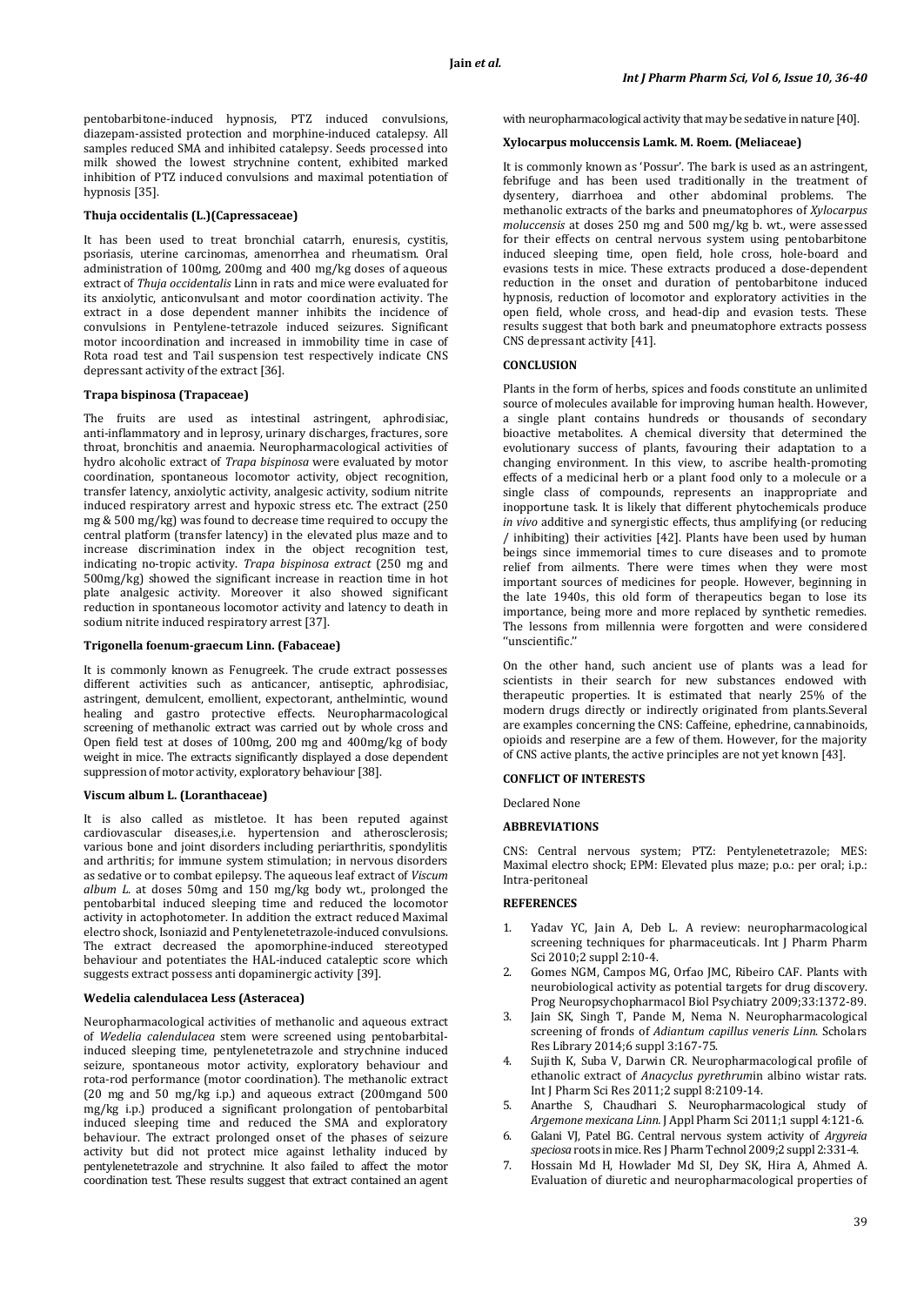pentobarbitone-induced hypnosis, PTZ induced convulsions, diazepam-assisted protection and morphine-induced catalepsy. All samples reduced SMA and inhibited catalepsy. Seeds processed into milk showed the lowest strychnine content, exhibited marked inhibition of PTZ induced convulsions and maximal potentiation of hypnosis [35].

### Thuja occidentalis (L.)(Capressaceae)

It has been used to treat bronchial catarrh, enuresis, cystitis, psoriasis, uterine carcinomas, amenorrhea and rheumatism. Oral administration of 100mg, 200mg and 400 mg/kg doses of aqueous extract of *Thuja occidentalis* Linn in rats and mice were evaluated for its anxiolytic, anticonvulsant and motor coordination activity. The extract in a dose dependent manner inhibits the incidence of convulsions in Pentylene-tetrazole induced seizures. Significant motor incoordination and increased in immobility time in case of Rota road test and Tail suspension test respectively indicate CNS depressant activity of the extract [36].

### Trapa bispinosa (Trapaceae)

The fruits are used as intestinal astringent, aphrodisiac, anti-inflammatory and in leprosy, urinary discharges, fractures, sore throat, bronchitis and anaemia. Neuropharmacological activities of hydro alcoholic extract of *Trapa bispinosa* were evaluated by motor coordination, spontaneous locomotor activity, object recognition, transfer latency, anxiolytic activity, analgesic activity, sodium nitrite induced respiratory arrest and hypoxic stress etc. The extract (250 mg & 500 mg/kg) was found to decrease time required to occupy the central platform (transfer latency) in the elevated plus maze and to increase discrimination index in the object recognition test, indicating no-tropic activity. *Trapa bispinosa extract* (250 mg and 500mg/kg) showed the significant increase in reaction time in hot plate analgesic activity. Moreover it also showed significant reduction in spontaneous locomotor activity and latency to death in sodium nitrite induced respiratory arrest [37].

### Trigonella foenum-graecum Linn. (Fabaceae)

It is commonly known as Fenugreek. The crude extract possesses different activities such as anticancer, antiseptic, aphrodisiac, astringent, demulcent, emollient, expectorant, anthelmintic, wound healing and gastro protective effects. Neuropharmacological screening of methanolic extract was carried out by whole cross and Open field test at doses of 100mg, 200 mg and 400mg/kg of body weight in mice. The extracts significantly displayed a dose dependent suppression of motor activity, exploratory behaviour [38].

### Viscum album L. (Loranthaceae)

It is also called as mistletoe. It has been reputed against cardiovascular diseases,i.e. hypertension and atherosclerosis; various bone and joint disorders including periarthritis, spondylitis and arthritis; for immune system stimulation; in nervous disorders as sedative or to combat epilepsy. The aqueous leaf extract of *Viscum album L.* at doses 50mg and 150 mg/kg body wt., prolonged the pentobarbital induced sleeping time and reduced the locomotor activity in actophotometer. In addition the extract reduced Maximal electro shock, Isoniazid and Pentylenetetrazole-induced convulsions. The extract decreased the apomorphine-induced stereotyped behaviour and potentiates the HAL-induced cataleptic score which suggests extract possess anti dopaminergic activity [39].

### Wedelia calendulacea Less (Asteracea)

Neuropharmacological activities of methanolic and aqueous extract of *Wedelia calendulacea* stem were screened using pentobarbital-induced sleeping time, pentylenetetrazole and strychnine induced seizure, spontaneous motor activity, exploratory behaviour and rota-rod performance (motor coordination). The methanolic extract (20 mg and 50 mg/kg i.p.) and aqueous extract (200mgand 500 mg/kg i.p.) produced a significant prolongation of pentobarbital induced sleeping time and reduced the SMA and exploratory behaviour. The extract prolonged onset of the phases of seizure activity but did not protect mice against lethality induced by pentylenetetrazole and strychnine. It also failed to affect the motor coordination test. These results suggest that extract contained an agent with neuropharmacological activity that may be sedative in nature [40].

### Xylocarpus moluccensis Lamk. M. Roem. (Meliaceae)

It is commonly known as 'Possur'. The bark is used as an astringent, febrifuge and has been used traditionally in the treatment of dysentery, diarrhoea and other abdominal problems. The methanolic extracts of the barks and pneumatophores of *Xylocarpus moluccensis* at doses 250 mg and 500 mg/kg b. wt., were assessed for their effects on central nervous system using pentobarbitone induced sleeping time, open field, hole cross, hole-board and evasions tests in mice. These extracts produced a dose-dependent reduction in the onset and duration of pentobarbitone induced hypnosis, reduction of locomotor and exploratory activities in the open field, whole cross, and head-dip and evasion tests. These results suggest that both bark and pneumatophore extracts possess CNS depressant activity [41].

## CONCLUSION

Plants in the form of herbs, spices and foods constitute an unlimited source of molecules available for improving human health. However, a single plant contains hundreds or thousands of secondary bioactive metabolites. A chemical diversity that determined the evolutionary success of plants, favouring their adaptation to a changing environment. In this view, to ascribe health-promoting effects of a medicinal herb or a plant food only to a molecule or a single class of compounds, represents an inappropriate and inopportune task. It is likely that different phytochemicals produce *in vivo* additive and synergistic effects, thus amplifying (or reducing / inhibiting) their activities [42]. Plants have been used by human beings since immemorial times to cure diseases and to promote relief from ailments. There were times when they were most important sources of medicines for people. However, beginning in the late 1940s, this old form of therapeutics began to lose its importance, being more and more replaced by synthetic remedies. The lessons from millennia were forgotten and were considered ''unscientific.''

On the other hand, such ancient use of plants was a lead for scientists in their search for new substances endowed with therapeutic properties. It is estimated that nearly 25% of the modern drugs directly or indirectly originated from plants.Several are examples concerning the CNS: Caffeine, ephedrine, cannabinoids, opioids and reserpine are a few of them. However, for the majority of CNS active plants, the active principles are not yet known [43].

## CONFLICT OF INTERESTS

Declared None

## ABBREVIATIONS

CNS: Central nervous system; PTZ: Pentylenetetrazole; MES: Maximal electro shock; EPM: Elevated plus maze; p.o.: per oral; i.p.: Intra-peritoneal

## REFERENCES

1. Yadav YC, Jain A, Deb L. A review: neuropharmacological screening techniques for pharmaceuticals. Int J Pharm Pharm Sci 2010;2 suppl 2:10-4.
2. Gomes NGM, Campos MG, Orfao JMC, Ribeiro CAF. Plants with neurobiological activity as potential targets for drug discovery. Prog Neuropsychopharmacol Biol Psychiatry 2009;33:1372-89.
3. Jain SK, Singh T, Pande M, Nema N. Neuropharmacological screening of fronds of *Adiantum capillus veneris Linn.* Scholars Res Library 2014;6 suppl 3:167-75.
4. Sujith K, Suba V, Darwin CR. Neuropharmacological profile of ethanolic extract of *Anacyclus pyrethrum*in albino wistar rats. Int J Pharm Sci Res 2011;2 suppl 8:2109-14.
5. Anarthe S, Chaudhari S. Neuropharmacological study of *Argemone mexicana Linn.* J Appl Pharm Sci 2011;1 suppl 4:121-6.
6. Galani VJ, Patel BG. Central nervous system activity of *Argyreia speciosa* roots in mice. Res J Pharm Technol 2009;2 suppl 2:331-4.
7. Hossain Md H, Howlader Md SI, Dey SK, Hira A, Ahmed A. Evaluation of diuretic and neuropharmacological properties of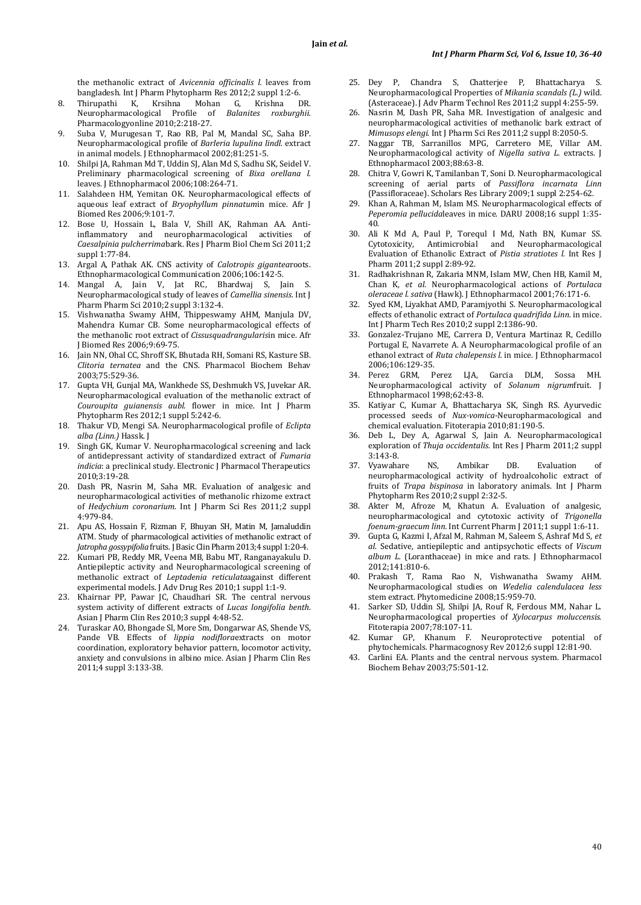the methanolic extract of *Avicennia officinalis l.* leaves from bangladesh. Int J Pharm Phytopharm Res 2012;2 suppl 1:2-6.

8. Thirupathi K, Krsihna Mohan G, Krishna DR. Neuropharmacological Profile of *Balanites roxburghii*. Pharmacologyonline 2010;2:218-27.
9. Suba V, Murugesan T, Rao RB, Pal M, Mandal SC, Saha BP. Neuropharmacological profile of *Barleria lupulina lindl.* extract in animal models. J Ethnopharmacol 2002;81:251-5.
10. Shilpi JA, Rahman Md T, Uddin SJ, Alan Md S, Sadhu SK, Seidel V. Preliminary pharmacological screening of *Bixa orellana l.* leaves. J Ethnopharmacol 2006;108:264-71.
11. Salahdeen HM, Yemitan OK. Neuropharmacological effects of aqueous leaf extract of *Bryophyllum pinnatum*in mice. Afr J Biomed Res 2006;9:101-7.
12. Bose U, Hossain L, Bala V, Shill AK, Rahman AA. Anti-inflammatory and neuropharmacological activities of *Caesalpinia pulcherrima*bark. Res J Pharm Biol Chem Sci 2011;2 suppl 1:77-84.
13. Argal A, Pathak AK. CNS activity of *Calotropis gigantea*roots. Ethnopharmacological Communication 2006;106:142-5.
14. Mangal A, Jain V, Jat RC, Bhardwaj S, Jain S. Neuropharmacological study of leaves of *Camellia sinensis*. Int J Pharm Pharm Sci 2010;2 suppl 3:132-4.
15. Vishwanatha Swamy AHM, Thippeswamy AHM, Manjula DV, Mahendra Kumar CB. Some neuropharmacological effects of the methanolic root extract of *Cissusquadrangularis*in mice. Afr J Biomed Res 2006;9:69-75.
16. Jain NN, Ohal CC, Shroff SK, Bhutada RH, Somani RS, Kasture SB. *Clitoria ternatea* and the CNS. Pharmacol Biochem Behav 2003;75:529-36.
17. Gupta VH, Gunjal MA, Wankhede SS, Deshmukh VS, Juvekar AR. Neuropharmacological evaluation of the methanolic extract of *Couroupita guianensis aubl.* flower in mice. Int J Pharm Phytopharm Res 2012;1 suppl 5:242-6.
18. Thakur VD, Mengi SA. Neuropharmacological profile of *Eclipta alba (Linn.)* Hassk. J
19. Singh GK, Kumar V. Neuropharmacological screening and lack of antidepressant activity of standardized extract of *Fumaria indicia*: a preclinical study. Electronic J Pharmacol Therapeutics 2010;3:19-28.
20. Dash PR, Nasrin M, Saha MR. Evaluation of analgesic and neuropharmacological activities of methanolic rhizome extract of *Hedychium coronarium*. Int J Pharm Sci Res 2011;2 suppl 4:979-84.
21. Apu AS, Hossain F, Rizman F, Bhuyan SH, Matin M, Jamaluddin ATM. Study of pharmacological activities of methanolic extract of *Jatropha gossypifolia* fruits. J Basic Clin Pharm 2013;4 suppl 1:20-4.
22. Kumari PB, Reddy MR, Veena MB, Babu MT, Ranganayakulu D. Antiepileptic activity and Neuropharmacological screening of methanolic extract of *Leptadenia reticulata*against different experimental models. J Adv Drug Res 2010;1 suppl 1:1-9.
23. Khairnar PP, Pawar JC, Chaudhari SR. The central nervous system activity of different extracts of *Lucas longifolia benth*. Asian J Pharm Clin Res 2010;3 suppl 4:48-52.
24. Turaskar AO, Bhongade Sl, More Sm, Dongarwar AS, Shende VS, Pande VB. Effects of *lippia nodiflora*extracts on motor coordination, exploratory behavior pattern, locomotor activity, anxiety and convulsions in albino mice. Asian J Pharm Clin Res 2011;4 suppl 3:133-38.
25. Dey P, Chandra S, Chatterjee P, Bhattacharya S. Neuropharmacological Properties of *Mikania scandals (L.)* wild. (Asteraceae). J Adv Pharm Technol Res 2011;2 suppl 4:255-59.
26. Nasrin M, Dash PR, Saha MR. Investigation of analgesic and neuropharmacological activities of methanolic bark extract of *Mimusops elengi*. Int J Pharm Sci Res 2011;2 suppl 8:2050-5.
27. Naggar TB, Sarranillos MPG, Carretero ME, Villar AM. Neuropharmacological activity of *Nigella sativa L.* extracts. J Ethnopharmacol 2003;88:63-8.
28. Chitra V, Gowri K, Tamilanban T, Soni D. Neuropharmacological screening of aerial parts of *Passiflora incarnata Linn* (Passifloraceae). Scholars Res Library 2009;1 suppl 2:254-62.
29. Khan A, Rahman M, Islam MS. Neuropharmacological effects of *Peperomia pellucida*leaves in mice. DARU 2008;16 suppl 1:35-40.
30. Ali K Md A, Paul P, Torequl I Md, Nath BN, Kumar SS. Cytotoxicity, Antimicrobial and Neuropharmacological Evaluation of Ethanolic Extract of *Pistia stratiotes l.* Int Res J Pharm 2011;2 suppl 2:89-92.
31. Radhakrishnan R, Zakaria MNM, Islam MW, Chen HB, Kamil M, Chan K, *et al.* Neuropharmacological actions of *Portulaca oleraceae l. sativa* (Hawk). J Ethnopharmacol 2001;76:171-6.
32. Syed KM, Liyakhat AMD, Paramjyothi S. Neuropharmacological effects of ethanolic extract of *Portulaca quadrifida Linn.* in mice. Int J Pharm Tech Res 2010;2 suppl 2:1386-90.
33. Gonzalez-Trujano ME, Carrera D, Ventura Martinaz R, Cedillo Portugal E, Navarrete A. A Neuropharmacological profile of an ethanol extract of *Ruta chalepensis l.* in mice. J Ethnopharmacol 2006;106:129-35.
34. Perez GRM, Perez LJA, Garcia DLM, Sossa MH. Neuropharmacological activity of *Solanum nigrum*fruit. J Ethnopharmacol 1998;62:43-8.
35. Katiyar C, Kumar A, Bhattacharya SK, Singh RS. Ayurvedic processed seeds of *Nux-vomica*-Neuropharmacological and chemical evaluation. Fitoterapia 2010;81:190-5.
36. Deb L, Dey A, Agarwal S, Jain A. Neuropharmacological exploration of *Thuja occidentalis*. Int Res J Pharm 2011;2 suppl 3:143-8.
37. Vyawahare NS, Ambikar DB. Evaluation of neuropharmacological activity of hydroalcoholic extract of fruits of *Trapa bispinosa* in laboratory animals. Int J Pharm Phytopharm Res 2010;2 suppl 2:32-5.
38. Akter M, Afroze M, Khatun A. Evaluation of analgesic, neuropharmacological and cytotoxic activity of *Trigonella foenum-graecum linn.* Int Current Pharm J 2011;1 suppl 1:6-11.
39. Gupta G, Kazmi I, Afzal M, Rahman M, Saleem S, Ashraf Md S, *et al.* Sedative, antiepileptic and antipsychotic effects of *Viscum album L.* (Loranthaceae) in mice and rats. J Ethnopharmacol 2012;141:810-6.
40. Prakash T, Rama Rao N, Vishwanatha Swamy AHM. Neuropharmacological studies on *Wedelia calendulacea less* stem extract. Phytomedicine 2008;15:959-70.
41. Sarker SD, Uddin SJ, Shilpi JA, Rouf R, Ferdous MM, Nahar L. Neuropharmacological properties of *Xylocarpus moluccensis*. Fitoterapia 2007;78:107-11.
42. Kumar GP, Khanum F. Neuroprotective potential of phytochemicals. Pharmacognosy Rev 2012;6 suppl 12:81-90.
43. Carlini EA. Plants and the central nervous system. Pharmacol Biochem Behav 2003;75:501-12.